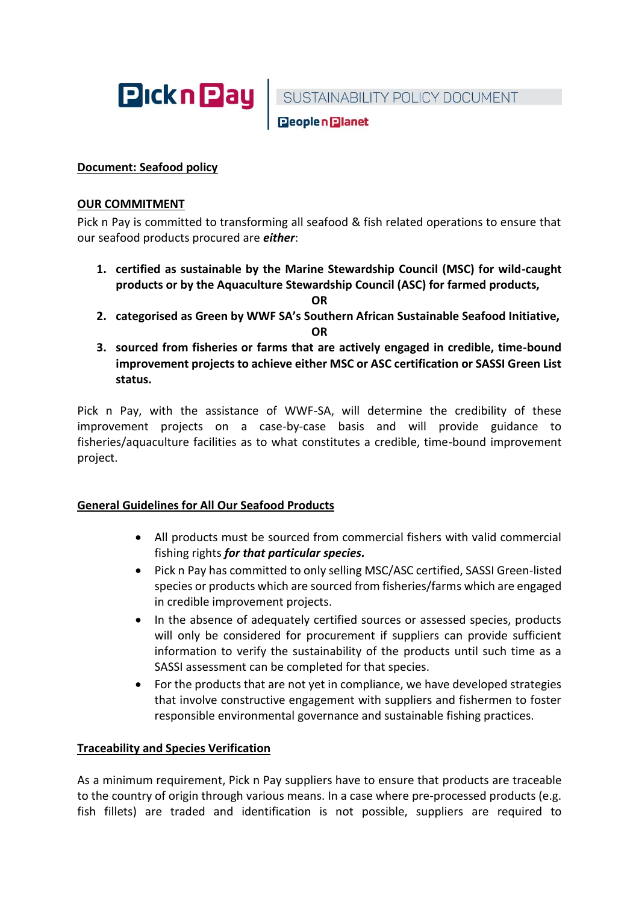Pick n Pay | SUSTAINABILITY POLICY DOCUMENT

People n Planet

**Document: Seafood policy**

## OUR COMMITMENT

Pick n Pay is committed to transforming all seafood & fish related operations to ensure that our seafood products procured are ***either***:

1. **certified as sustainable by the Marine Stewardship Council (MSC) for wild-caught products or by the Aquaculture Stewardship Council (ASC) for farmed products,**

   **OR**

2. **categorised as Green by WWF SA's Southern African Sustainable Seafood Initiative,**

   **OR**

3. **sourced from fisheries or farms that are actively engaged in credible, time-bound improvement projects to achieve either MSC or ASC certification or SASSI Green List status.**

Pick n Pay, with the assistance of WWF-SA, will determine the credibility of these improvement projects on a case-by-case basis and will provide guidance to fisheries/aquaculture facilities as to what constitutes a credible, time-bound improvement project.

## General Guidelines for All Our Seafood Products

- All products must be sourced from commercial fishers with valid commercial fishing rights ***for that particular species.***
- Pick n Pay has committed to only selling MSC/ASC certified, SASSI Green-listed species or products which are sourced from fisheries/farms which are engaged in credible improvement projects.
- In the absence of adequately certified sources or assessed species, products will only be considered for procurement if suppliers can provide sufficient information to verify the sustainability of the products until such time as a SASSI assessment can be completed for that species.
- For the products that are not yet in compliance, we have developed strategies that involve constructive engagement with suppliers and fishermen to foster responsible environmental governance and sustainable fishing practices.

## Traceability and Species Verification

As a minimum requirement, Pick n Pay suppliers have to ensure that products are traceable to the country of origin through various means. In a case where pre-processed products (e.g. fish fillets) are traded and identification is not possible, suppliers are required to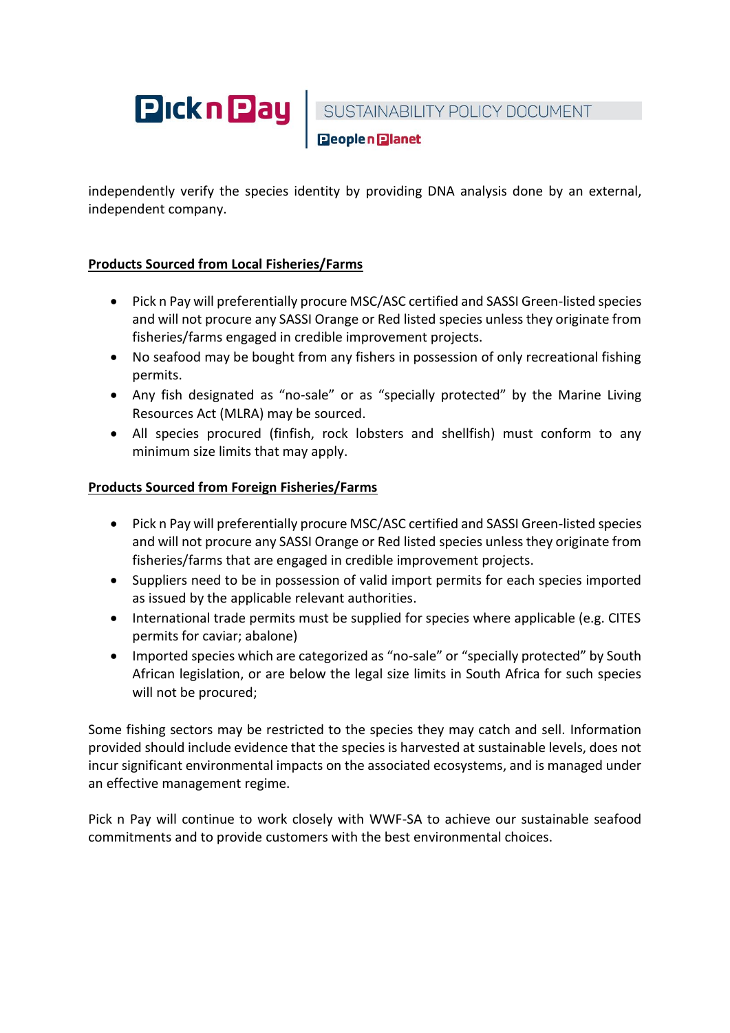independently verify the species identity by providing DNA analysis done by an external, independent company.

**Products Sourced from Local Fisheries/Farms**

- Pick n Pay will preferentially procure MSC/ASC certified and SASSI Green-listed species and will not procure any SASSI Orange or Red listed species unless they originate from fisheries/farms engaged in credible improvement projects.
- No seafood may be bought from any fishers in possession of only recreational fishing permits.
- Any fish designated as "no-sale" or as "specially protected" by the Marine Living Resources Act (MLRA) may be sourced.
- All species procured (finfish, rock lobsters and shellfish) must conform to any minimum size limits that may apply.

**Products Sourced from Foreign Fisheries/Farms**

- Pick n Pay will preferentially procure MSC/ASC certified and SASSI Green-listed species and will not procure any SASSI Orange or Red listed species unless they originate from fisheries/farms that are engaged in credible improvement projects.
- Suppliers need to be in possession of valid import permits for each species imported as issued by the applicable relevant authorities.
- International trade permits must be supplied for species where applicable (e.g. CITES permits for caviar; abalone)
- Imported species which are categorized as "no-sale" or "specially protected" by South African legislation, or are below the legal size limits in South Africa for such species will not be procured;

Some fishing sectors may be restricted to the species they may catch and sell. Information provided should include evidence that the species is harvested at sustainable levels, does not incur significant environmental impacts on the associated ecosystems, and is managed under an effective management regime.

Pick n Pay will continue to work closely with WWF-SA to achieve our sustainable seafood commitments and to provide customers with the best environmental choices.